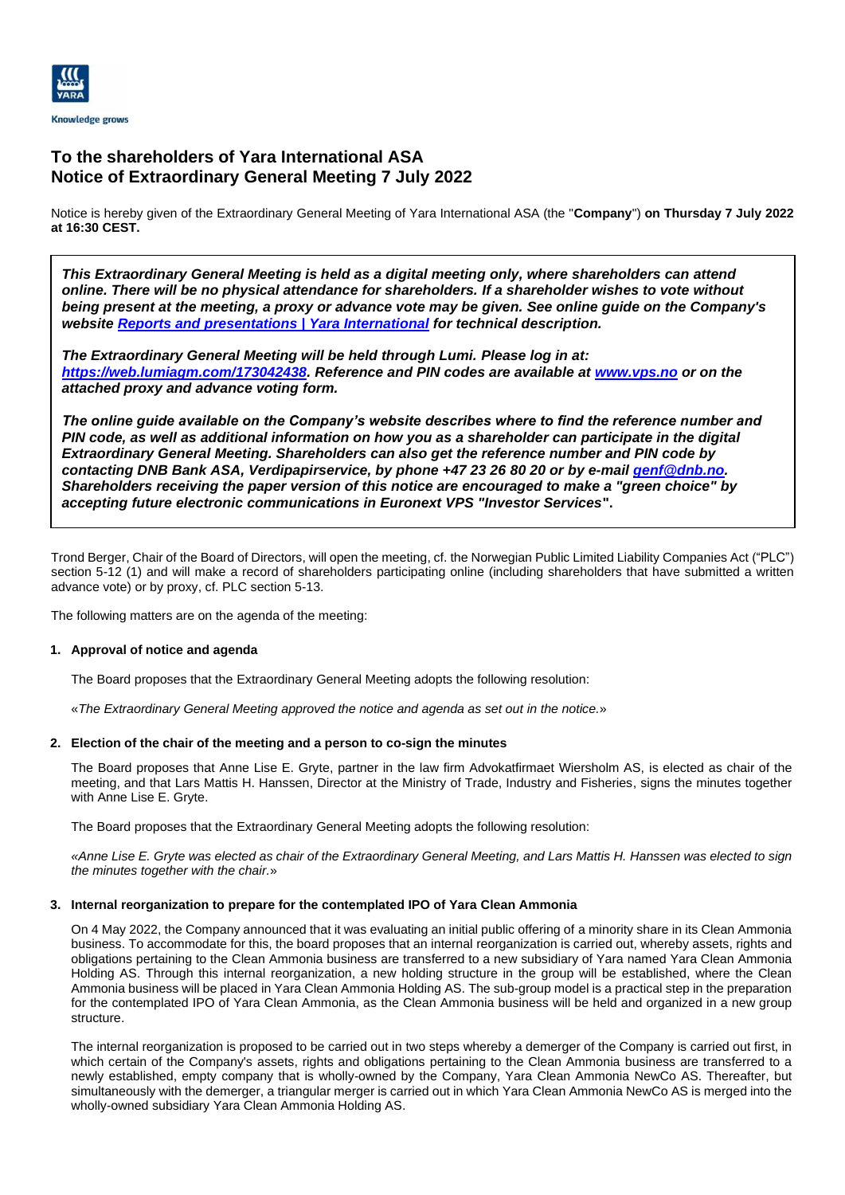Knowledge grows

# To the shareholders of Yara International ASA
# Notice of Extraordinary General Meeting 7 July 2022

Notice is hereby given of the Extraordinary General Meeting of Yara International ASA (the "**Company**") **on Thursday 7 July 2022 at 16:30 CEST.**

> ***This Extraordinary General Meeting is held as a digital meeting only, where shareholders can attend online. There will be no physical attendance for shareholders. If a shareholder wishes to vote without being present at the meeting, a proxy or advance vote may be given. See online guide on the Company's website [Reports and presentations | Yara International](Reports and presentations | Yara International) for technical description.***
>
> ***The Extraordinary General Meeting will be held through Lumi. Please log in at: [https://web.lumiagm.com/173042438](https://web.lumiagm.com/173042438). Reference and PIN codes are available at [www.vps.no](www.vps.no) or on the attached proxy and advance voting form.***
>
> ***The online guide available on the Company's website describes where to find the reference number and PIN code, as well as additional information on how you as a shareholder can participate in the digital Extraordinary General Meeting. Shareholders can also get the reference number and PIN code by contacting DNB Bank ASA, Verdipapirservice, by phone +47 23 26 80 20 or by e-mail [genf@dnb.no](genf@dnb.no). Shareholders receiving the paper version of this notice are encouraged to make a "green choice" by accepting future electronic communications in Euronext VPS "Investor Services".***

Trond Berger, Chair of the Board of Directors, will open the meeting, cf. the Norwegian Public Limited Liability Companies Act ("PLC") section 5-12 (1) and will make a record of shareholders participating online (including shareholders that have submitted a written advance vote) or by proxy, cf. PLC section 5-13.

The following matters are on the agenda of the meeting:

**1. Approval of notice and agenda**

The Board proposes that the Extraordinary General Meeting adopts the following resolution:

«*The Extraordinary General Meeting approved the notice and agenda as set out in the notice.*»

**2. Election of the chair of the meeting and a person to co-sign the minutes**

The Board proposes that Anne Lise E. Gryte, partner in the law firm Advokatfirmaet Wiersholm AS, is elected as chair of the meeting, and that Lars Mattis H. Hanssen, Director at the Ministry of Trade, Industry and Fisheries, signs the minutes together with Anne Lise E. Gryte.

The Board proposes that the Extraordinary General Meeting adopts the following resolution:

*«Anne Lise E. Gryte was elected as chair of the Extraordinary General Meeting, and Lars Mattis H. Hanssen was elected to sign the minutes together with the chair.»*

**3. Internal reorganization to prepare for the contemplated IPO of Yara Clean Ammonia**

On 4 May 2022, the Company announced that it was evaluating an initial public offering of a minority share in its Clean Ammonia business. To accommodate for this, the board proposes that an internal reorganization is carried out, whereby assets, rights and obligations pertaining to the Clean Ammonia business are transferred to a new subsidiary of Yara named Yara Clean Ammonia Holding AS. Through this internal reorganization, a new holding structure in the group will be established, where the Clean Ammonia business will be placed in Yara Clean Ammonia Holding AS. The sub-group model is a practical step in the preparation for the contemplated IPO of Yara Clean Ammonia, as the Clean Ammonia business will be held and organized in a new group structure.

The internal reorganization is proposed to be carried out in two steps whereby a demerger of the Company is carried out first, in which certain of the Company's assets, rights and obligations pertaining to the Clean Ammonia business are transferred to a newly established, empty company that is wholly-owned by the Company, Yara Clean Ammonia NewCo AS. Thereafter, but simultaneously with the demerger, a triangular merger is carried out in which Yara Clean Ammonia NewCo AS is merged into the wholly-owned subsidiary Yara Clean Ammonia Holding AS.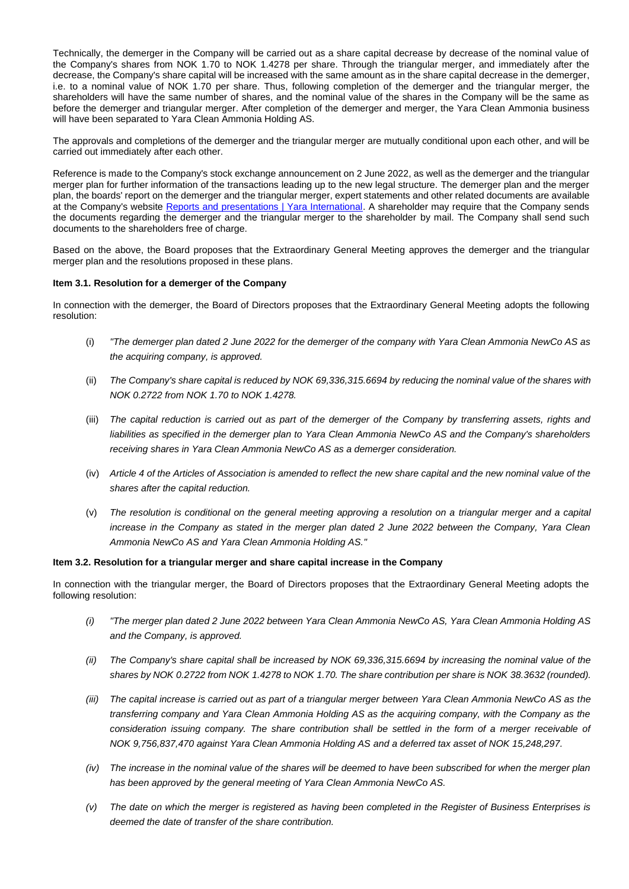Technically, the demerger in the Company will be carried out as a share capital decrease by decrease of the nominal value of the Company's shares from NOK 1.70 to NOK 1.4278 per share. Through the triangular merger, and immediately after the decrease, the Company's share capital will be increased with the same amount as in the share capital decrease in the demerger, i.e. to a nominal value of NOK 1.70 per share. Thus, following completion of the demerger and the triangular merger, the shareholders will have the same number of shares, and the nominal value of the shares in the Company will be the same as before the demerger and triangular merger. After completion of the demerger and merger, the Yara Clean Ammonia business will have been separated to Yara Clean Ammonia Holding AS.

The approvals and completions of the demerger and the triangular merger are mutually conditional upon each other, and will be carried out immediately after each other.

Reference is made to the Company's stock exchange announcement on 2 June 2022, as well as the demerger and the triangular merger plan for further information of the transactions leading up to the new legal structure. The demerger plan and the merger plan, the boards' report on the demerger and the triangular merger, expert statements and other related documents are available at the Company's website [Reports and presentations | Yara International](). A shareholder may require that the Company sends the documents regarding the demerger and the triangular merger to the shareholder by mail. The Company shall send such documents to the shareholders free of charge.

Based on the above, the Board proposes that the Extraordinary General Meeting approves the demerger and the triangular merger plan and the resolutions proposed in these plans.

**Item 3.1. Resolution for a demerger of the Company**

In connection with the demerger, the Board of Directors proposes that the Extraordinary General Meeting adopts the following resolution:

(i) *"The demerger plan dated 2 June 2022 for the demerger of the company with Yara Clean Ammonia NewCo AS as the acquiring company, is approved.*

(ii) *The Company's share capital is reduced by NOK 69,336,315.6694 by reducing the nominal value of the shares with NOK 0.2722 from NOK 1.70 to NOK 1.4278.*

(iii) *The capital reduction is carried out as part of the demerger of the Company by transferring assets, rights and liabilities as specified in the demerger plan to Yara Clean Ammonia NewCo AS and the Company's shareholders receiving shares in Yara Clean Ammonia NewCo AS as a demerger consideration.*

(iv) *Article 4 of the Articles of Association is amended to reflect the new share capital and the new nominal value of the shares after the capital reduction.*

(v) *The resolution is conditional on the general meeting approving a resolution on a triangular merger and a capital increase in the Company as stated in the merger plan dated 2 June 2022 between the Company, Yara Clean Ammonia NewCo AS and Yara Clean Ammonia Holding AS."*

**Item 3.2. Resolution for a triangular merger and share capital increase in the Company**

In connection with the triangular merger, the Board of Directors proposes that the Extraordinary General Meeting adopts the following resolution:

*(i) "The merger plan dated 2 June 2022 between Yara Clean Ammonia NewCo AS, Yara Clean Ammonia Holding AS and the Company, is approved.*

*(ii) The Company's share capital shall be increased by NOK 69,336,315.6694 by increasing the nominal value of the shares by NOK 0.2722 from NOK 1.4278 to NOK 1.70. The share contribution per share is NOK 38.3632 (rounded).*

*(iii) The capital increase is carried out as part of a triangular merger between Yara Clean Ammonia NewCo AS as the transferring company and Yara Clean Ammonia Holding AS as the acquiring company, with the Company as the consideration issuing company. The share contribution shall be settled in the form of a merger receivable of NOK 9,756,837,470 against Yara Clean Ammonia Holding AS and a deferred tax asset of NOK 15,248,297.*

*(iv) The increase in the nominal value of the shares will be deemed to have been subscribed for when the merger plan has been approved by the general meeting of Yara Clean Ammonia NewCo AS.*

*(v) The date on which the merger is registered as having been completed in the Register of Business Enterprises is deemed the date of transfer of the share contribution.*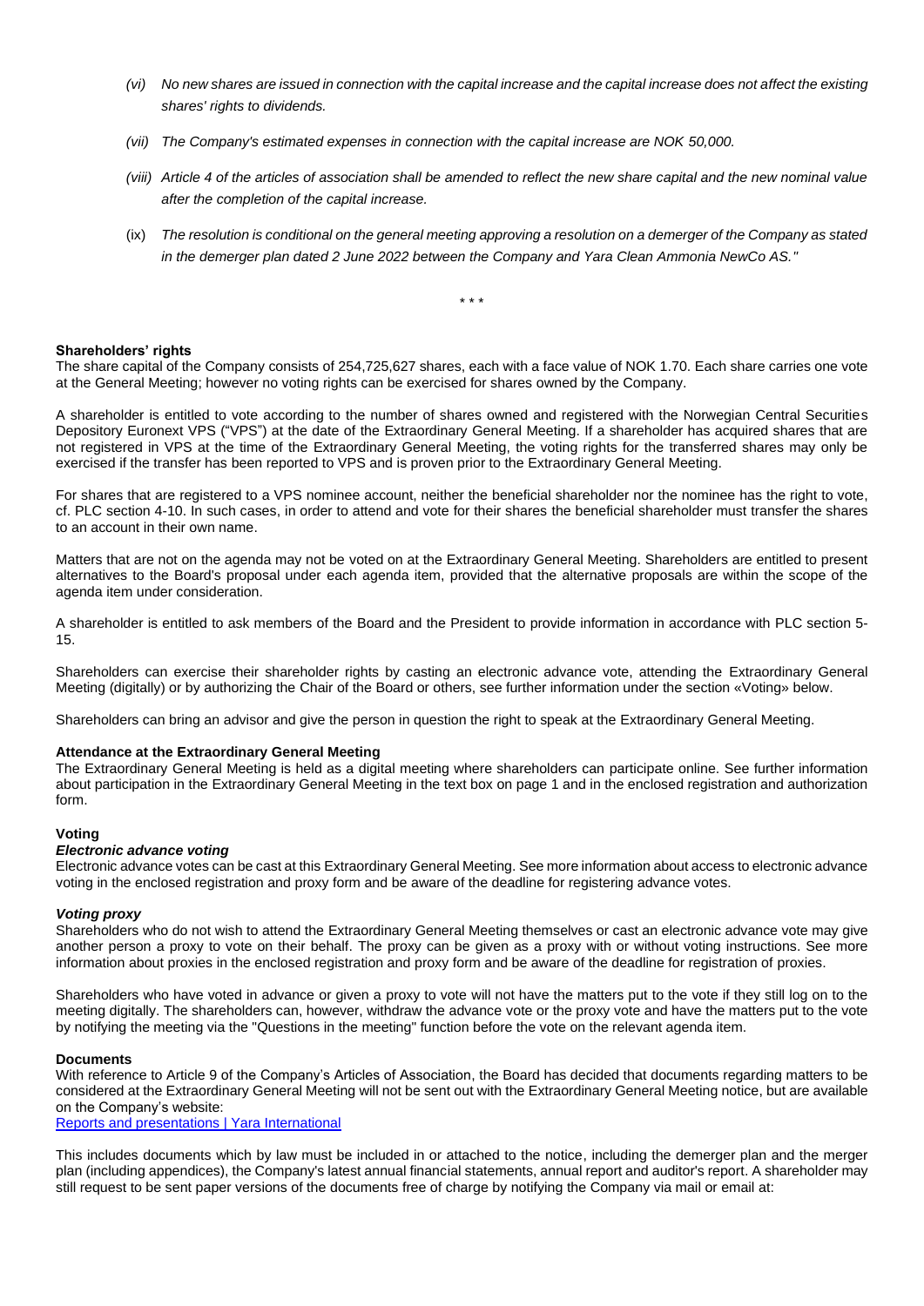*(vi) No new shares are issued in connection with the capital increase and the capital increase does not affect the existing shares' rights to dividends.*

*(vii) The Company's estimated expenses in connection with the capital increase are NOK 50,000.*

*(viii) Article 4 of the articles of association shall be amended to reflect the new share capital and the new nominal value after the completion of the capital increase.*

(ix) *The resolution is conditional on the general meeting approving a resolution on a demerger of the Company as stated in the demerger plan dated 2 June 2022 between the Company and Yara Clean Ammonia NewCo AS."*

\* \* \*

**Shareholders' rights**

The share capital of the Company consists of 254,725,627 shares, each with a face value of NOK 1.70. Each share carries one vote at the General Meeting; however no voting rights can be exercised for shares owned by the Company.

A shareholder is entitled to vote according to the number of shares owned and registered with the Norwegian Central Securities Depository Euronext VPS ("VPS") at the date of the Extraordinary General Meeting. If a shareholder has acquired shares that are not registered in VPS at the time of the Extraordinary General Meeting, the voting rights for the transferred shares may only be exercised if the transfer has been reported to VPS and is proven prior to the Extraordinary General Meeting.

For shares that are registered to a VPS nominee account, neither the beneficial shareholder nor the nominee has the right to vote, cf. PLC section 4-10. In such cases, in order to attend and vote for their shares the beneficial shareholder must transfer the shares to an account in their own name.

Matters that are not on the agenda may not be voted on at the Extraordinary General Meeting. Shareholders are entitled to present alternatives to the Board's proposal under each agenda item, provided that the alternative proposals are within the scope of the agenda item under consideration.

A shareholder is entitled to ask members of the Board and the President to provide information in accordance with PLC section 5-15.

Shareholders can exercise their shareholder rights by casting an electronic advance vote, attending the Extraordinary General Meeting (digitally) or by authorizing the Chair of the Board or others, see further information under the section «Voting» below.

Shareholders can bring an advisor and give the person in question the right to speak at the Extraordinary General Meeting.

**Attendance at the Extraordinary General Meeting**

The Extraordinary General Meeting is held as a digital meeting where shareholders can participate online. See further information about participation in the Extraordinary General Meeting in the text box on page 1 and in the enclosed registration and authorization form.

**Voting**

***Electronic advance voting***

Electronic advance votes can be cast at this Extraordinary General Meeting. See more information about access to electronic advance voting in the enclosed registration and proxy form and be aware of the deadline for registering advance votes.

***Voting proxy***

Shareholders who do not wish to attend the Extraordinary General Meeting themselves or cast an electronic advance vote may give another person a proxy to vote on their behalf. The proxy can be given as a proxy with or without voting instructions. See more information about proxies in the enclosed registration and proxy form and be aware of the deadline for registration of proxies.

Shareholders who have voted in advance or given a proxy to vote will not have the matters put to the vote if they still log on to the meeting digitally. The shareholders can, however, withdraw the advance vote or the proxy vote and have the matters put to the vote by notifying the meeting via the "Questions in the meeting" function before the vote on the relevant agenda item.

**Documents**

With reference to Article 9 of the Company's Articles of Association, the Board has decided that documents regarding matters to be considered at the Extraordinary General Meeting will not be sent out with the Extraordinary General Meeting notice, but are available on the Company's website:
[Reports and presentations | Yara International]

This includes documents which by law must be included in or attached to the notice, including the demerger plan and the merger plan (including appendices), the Company's latest annual financial statements, annual report and auditor's report. A shareholder may still request to be sent paper versions of the documents free of charge by notifying the Company via mail or email at: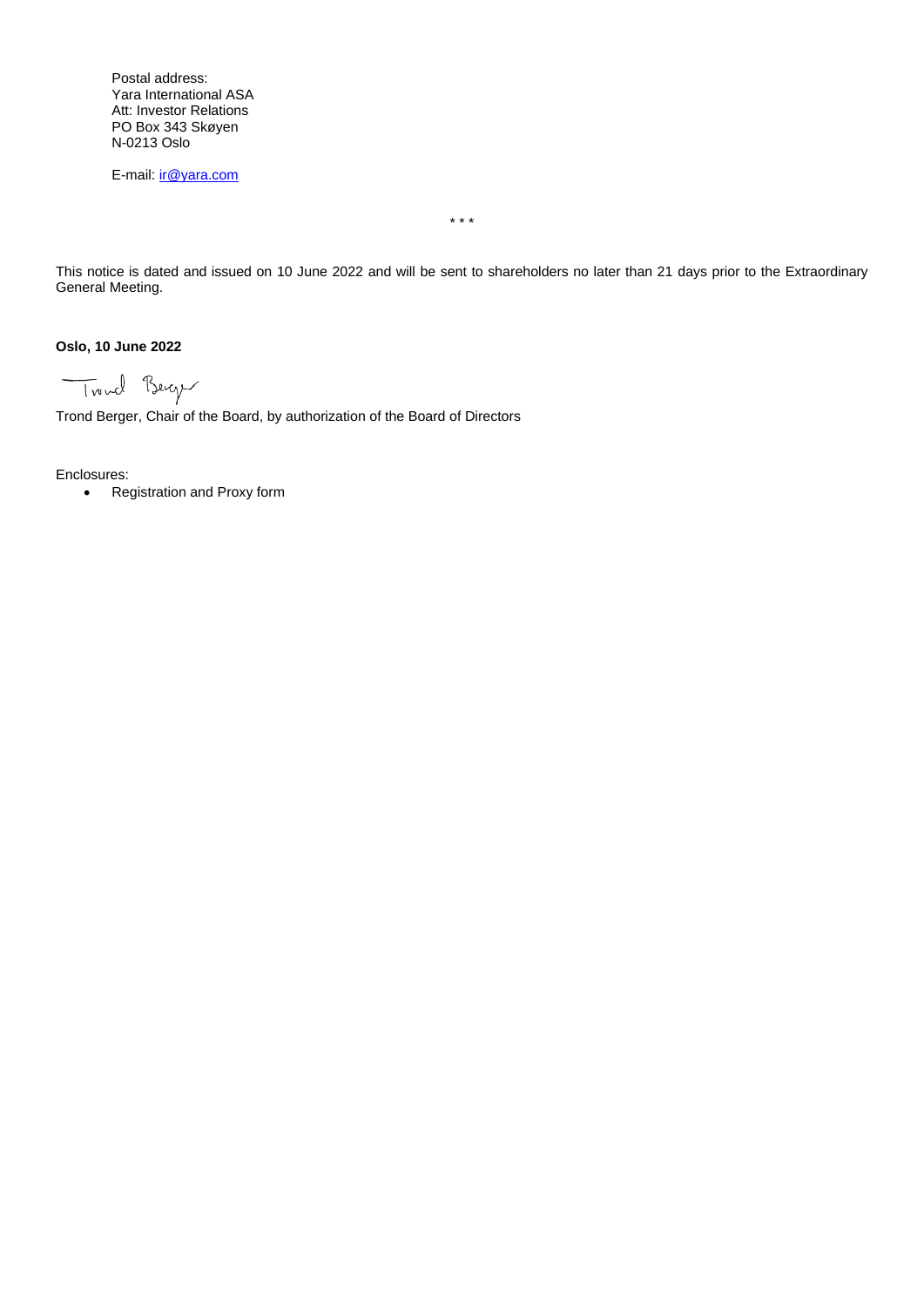Postal address:
Yara International ASA
Att: Investor Relations
PO Box 343 Skøyen
N-0213 Oslo

E-mail: [ir@yara.com](mailto:ir@yara.com)

* * *

This notice is dated and issued on 10 June 2022 and will be sent to shareholders no later than 21 days prior to the Extraordinary General Meeting.

**Oslo, 10 June 2022**

Trond Berger, Chair of the Board, by authorization of the Board of Directors

Enclosures:

- Registration and Proxy form